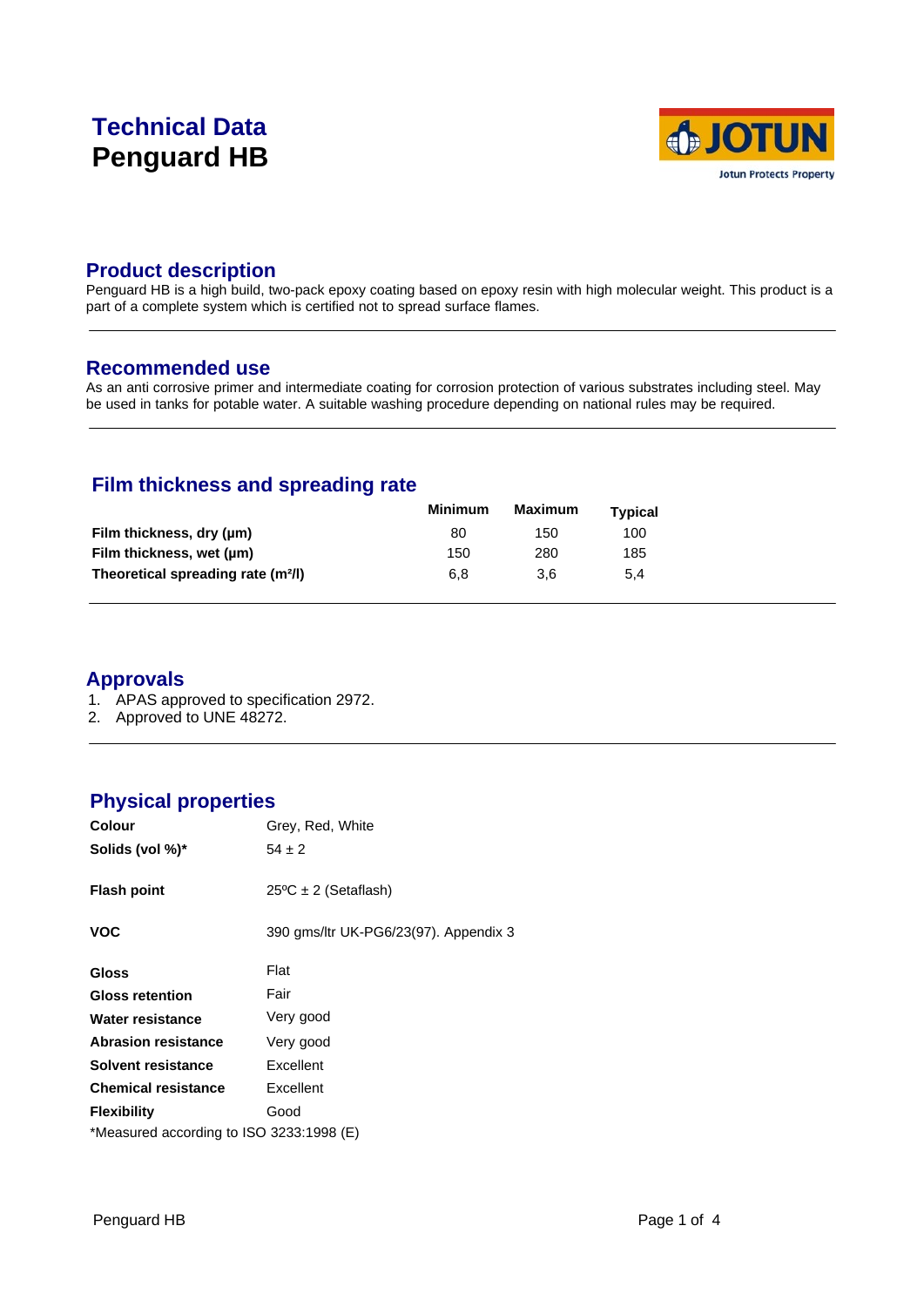# Technical Data
# Penguard HB

## Product description

Penguard HB is a high build, two-pack epoxy coating based on epoxy resin with high molecular weight. This product is a part of a complete system which is certified not to spread surface flames.

## Recommended use

As an anti corrosive primer and intermediate coating for corrosion protection of various substrates including steel. May be used in tanks for potable water. A suitable washing procedure depending on national rules may be required.

## Film thickness and spreading rate

| | Minimum | Maximum | Typical |
|---|---|---|---|
| **Film thickness, dry (µm)** | 80 | 150 | 100 |
| **Film thickness, wet (µm)** | 150 | 280 | 185 |
| **Theoretical spreading rate (m²/l)** | 6,8 | 3,6 | 5,4 |

## Approvals

1. APAS approved to specification 2972.
2. Approved to UNE 48272.

## Physical properties

| | |
|---|---|
| **Colour** | Grey, Red, White |
| **Solids (vol %)*** | 54 ± 2 |
| **Flash point** | 25ºC ± 2 (Setaflash) |
| **VOC** | 390 gms/ltr UK-PG6/23(97). Appendix 3 |
| **Gloss** | Flat |
| **Gloss retention** | Fair |
| **Water resistance** | Very good |
| **Abrasion resistance** | Very good |
| **Solvent resistance** | Excellent |
| **Chemical resistance** | Excellent |
| **Flexibility** | Good |

*Measured according to ISO 3233:1998 (E)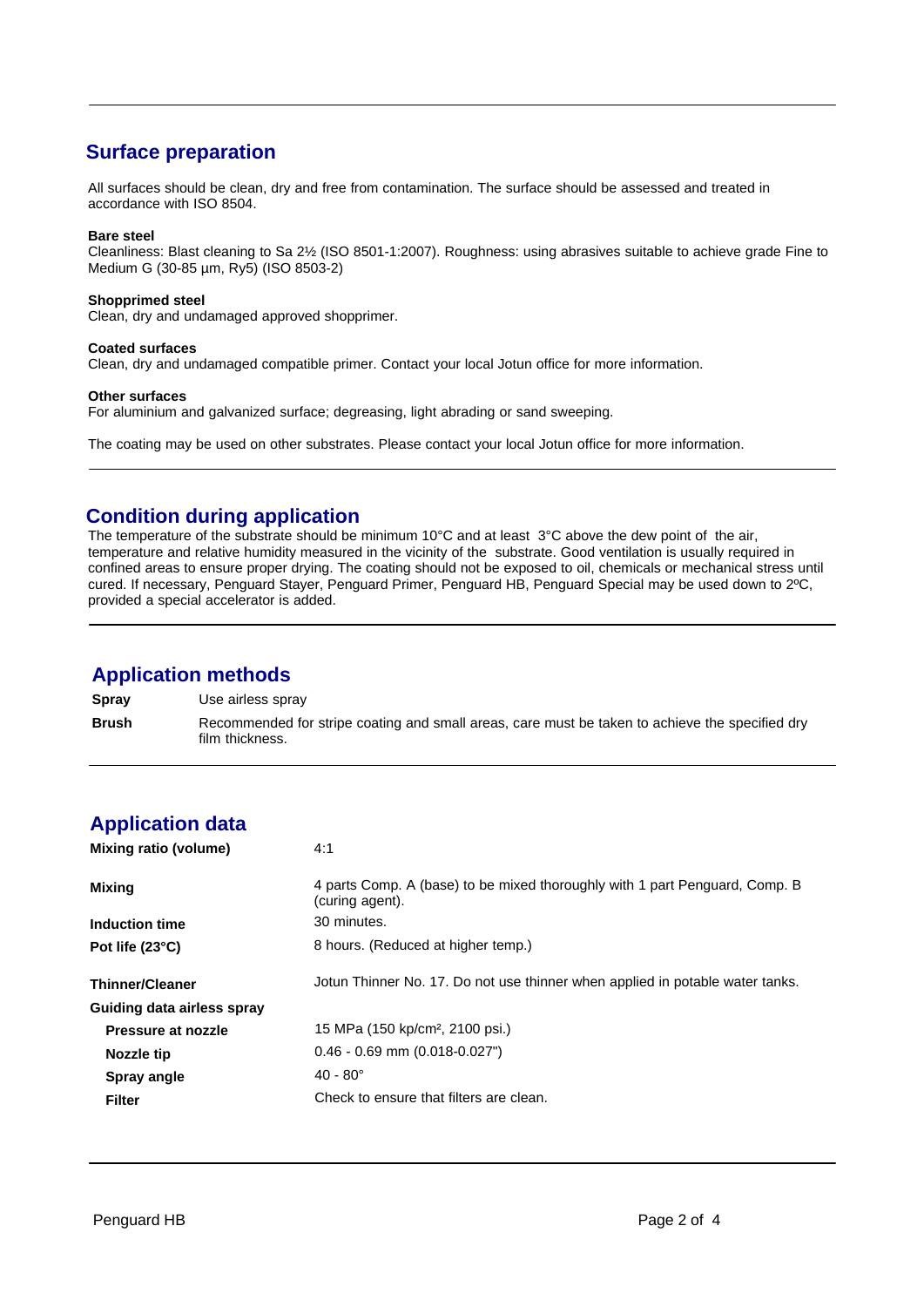## Surface preparation

All surfaces should be clean, dry and free from contamination. The surface should be assessed and treated in accordance with ISO 8504.

**Bare steel**
Cleanliness: Blast cleaning to Sa 2½ (ISO 8501-1:2007). Roughness: using abrasives suitable to achieve grade Fine to Medium G (30-85 µm, Ry5) (ISO 8503-2)

**Shopprimed steel**
Clean, dry and undamaged approved shopprimer.

**Coated surfaces**
Clean, dry and undamaged compatible primer. Contact your local Jotun office for more information.

**Other surfaces**
For aluminium and galvanized surface; degreasing, light abrading or sand sweeping.

The coating may be used on other substrates. Please contact your local Jotun office for more information.

## Condition during application

The temperature of the substrate should be minimum 10°C and at least 3°C above the dew point of the air, temperature and relative humidity measured in the vicinity of the substrate. Good ventilation is usually required in confined areas to ensure proper drying. The coating should not be exposed to oil, chemicals or mechanical stress until cured. If necessary, Penguard Stayer, Penguard Primer, Penguard HB, Penguard Special may be used down to 2ºC, provided a special accelerator is added.

## Application methods

| | |
|---|---|
| **Spray** | Use airless spray |
| **Brush** | Recommended for stripe coating and small areas, care must be taken to achieve the specified dry film thickness. |

## Application data

| | |
|---|---|
| **Mixing ratio (volume)** | 4:1 |
| **Mixing** | 4 parts Comp. A (base) to be mixed thoroughly with 1 part Penguard, Comp. B (curing agent). |
| **Induction time** | 30 minutes. |
| **Pot life (23°C)** | 8 hours. (Reduced at higher temp.) |
| **Thinner/Cleaner** | Jotun Thinner No. 17. Do not use thinner when applied in potable water tanks. |
| **Guiding data airless spray** | |
| **Pressure at nozzle** | 15 MPa (150 kp/cm², 2100 psi.) |
| **Nozzle tip** | 0.46 - 0.69 mm (0.018-0.027") |
| **Spray angle** | 40 - 80° |
| **Filter** | Check to ensure that filters are clean. |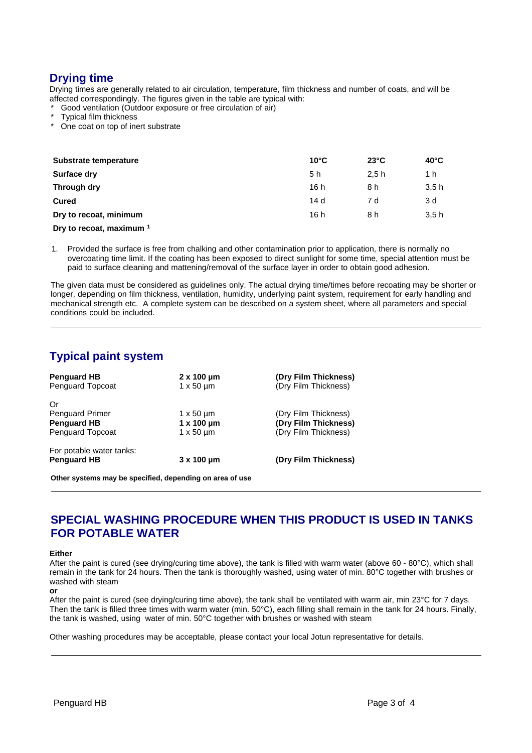## Drying time

Drying times are generally related to air circulation, temperature, film thickness and number of coats, and will be affected correspondingly. The figures given in the table are typical with:

* Good ventilation (Outdoor exposure or free circulation of air)
* Typical film thickness
* One coat on top of inert substrate

| Substrate temperature | 10°C | 23°C | 40°C |
|---|---|---|---|
| Surface dry | 5 h | 2,5 h | 1 h |
| Through dry | 16 h | 8 h | 3,5 h |
| Cured | 14 d | 7 d | 3 d |
| Dry to recoat, minimum | 16 h | 8 h | 3,5 h |
| Dry to recoat, maximum [1] | | | |

1. Provided the surface is free from chalking and other contamination prior to application, there is normally no overcoating time limit. If the coating has been exposed to direct sunlight for some time, special attention must be paid to surface cleaning and mattening/removal of the surface layer in order to obtain good adhesion.

The given data must be considered as guidelines only. The actual drying time/times before recoating may be shorter or longer, depending on film thickness, ventilation, humidity, underlying paint system, requirement for early handling and mechanical strength etc. A complete system can be described on a system sheet, where all parameters and special conditions could be included.

## Typical paint system

| | | |
|---|---|---|
| **Penguard HB** | **2 x 100 µm** | **(Dry Film Thickness)** |
| Penguard Topcoat | 1 x 50 µm | (Dry Film Thickness) |
| Or | | |
| Penguard Primer | 1 x 50 µm | (Dry Film Thickness) |
| **Penguard HB** | **1 x 100 µm** | **(Dry Film Thickness)** |
| Penguard Topcoat | 1 x 50 µm | (Dry Film Thickness) |
| For potable water tanks: | | |
| **Penguard HB** | **3 x 100 µm** | **(Dry Film Thickness)** |

**Other systems may be specified, depending on area of use**

## SPECIAL WASHING PROCEDURE WHEN THIS PRODUCT IS USED IN TANKS FOR POTABLE WATER

**Either**

After the paint is cured (see drying/curing time above), the tank is filled with warm water (above 60 - 80°C), which shall remain in the tank for 24 hours. Then the tank is thoroughly washed, using water of min. 80°C together with brushes or washed with steam

**or**

After the paint is cured (see drying/curing time above), the tank shall be ventilated with warm air, min 23°C for 7 days. Then the tank is filled three times with warm water (min. 50°C), each filling shall remain in the tank for 24 hours. Finally, the tank is washed, using water of min. 50°C together with brushes or washed with steam

Other washing procedures may be acceptable, please contact your local Jotun representative for details.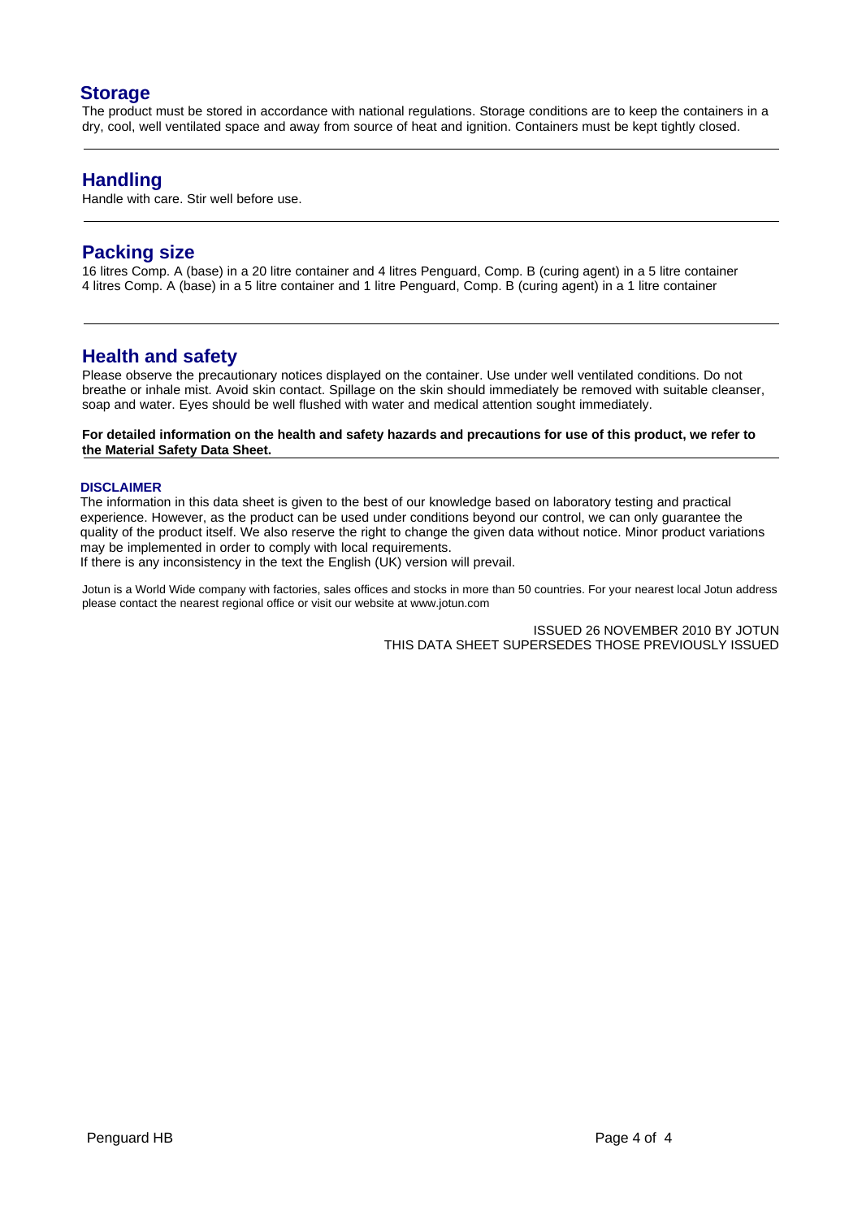## Storage

The product must be stored in accordance with national regulations. Storage conditions are to keep the containers in a dry, cool, well ventilated space and away from source of heat and ignition. Containers must be kept tightly closed.

## Handling

Handle with care. Stir well before use.

## Packing size

16 litres Comp. A (base) in a 20 litre container and 4 litres Penguard, Comp. B (curing agent) in a 5 litre container
4 litres Comp. A (base) in a 5 litre container and 1 litre Penguard, Comp. B (curing agent) in a 1 litre container

## Health and safety

Please observe the precautionary notices displayed on the container. Use under well ventilated conditions. Do not breathe or inhale mist. Avoid skin contact. Spillage on the skin should immediately be removed with suitable cleanser, soap and water. Eyes should be well flushed with water and medical attention sought immediately.

**For detailed information on the health and safety hazards and precautions for use of this product, we refer to the Material Safety Data Sheet.**

**DISCLAIMER**

The information in this data sheet is given to the best of our knowledge based on laboratory testing and practical experience. However, as the product can be used under conditions beyond our control, we can only guarantee the quality of the product itself. We also reserve the right to change the given data without notice. Minor product variations may be implemented in order to comply with local requirements.
If there is any inconsistency in the text the English (UK) version will prevail.

Jotun is a World Wide company with factories, sales offices and stocks in more than 50 countries. For your nearest local Jotun address please contact the nearest regional office or visit our website at www.jotun.com

ISSUED 26 NOVEMBER 2010 BY JOTUN
THIS DATA SHEET SUPERSEDES THOSE PREVIOUSLY ISSUED